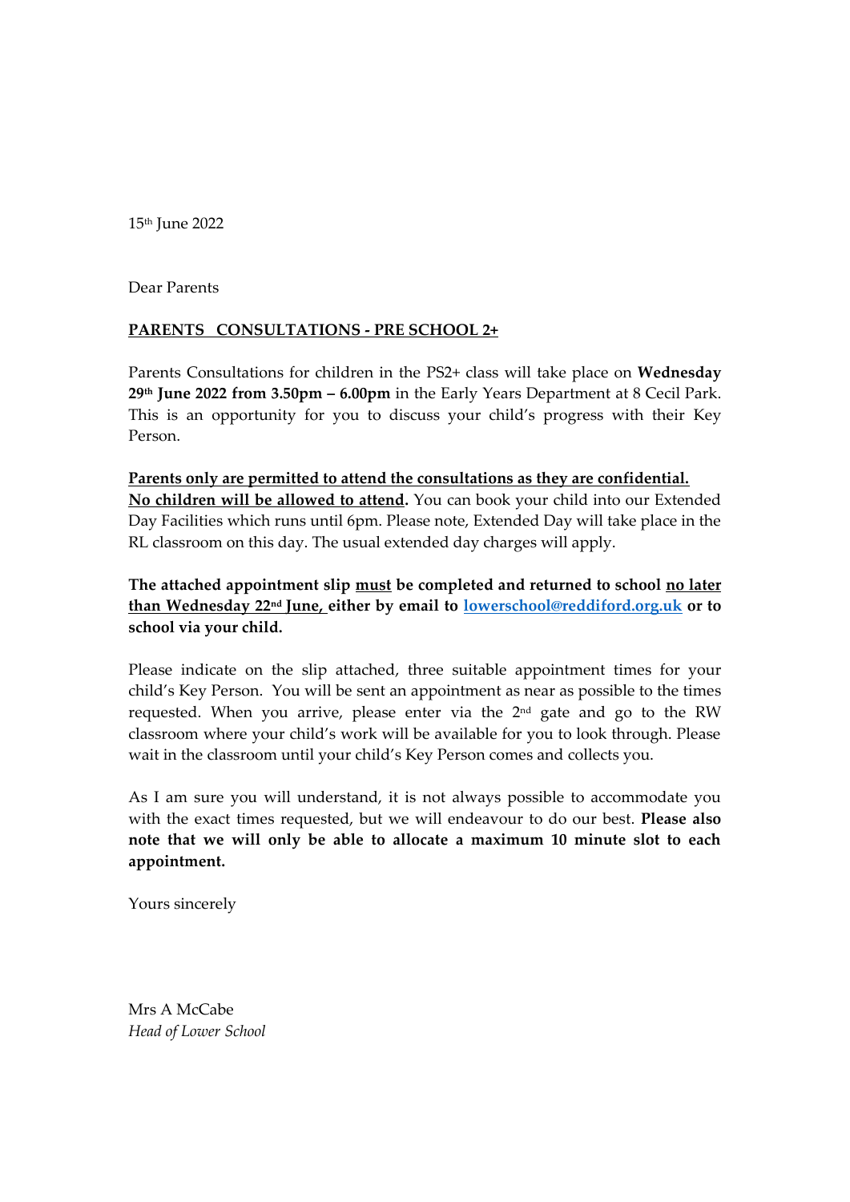15th June 2022

Dear Parents

**<u>PARENTS CONSULTATIONS - PRE SCHOOL 2+</u>**

Parents Consultations for children in the PS2+ class will take place on **Wednesday 29th June 2022 from 3.50pm – 6.00pm** in the Early Years Department at 8 Cecil Park. This is an opportunity for you to discuss your child's progress with their Key Person.

**<u>Parents only are permitted to attend the consultations as they are confidential.</u>**
**<u>No children will be allowed to attend</u>.** You can book your child into our Extended Day Facilities which runs until 6pm. Please note, Extended Day will take place in the RL classroom on this day. The usual extended day charges will apply.

**The attached appointment slip <u>must</u> be completed and returned to school <u>no later than Wednesday 22nd June,</u> either by email to [lowerschool@reddiford.org.uk](mailto:lowerschool@reddiford.org.uk) or to school via your child.**

Please indicate on the slip attached, three suitable appointment times for your child's Key Person. You will be sent an appointment as near as possible to the times requested. When you arrive, please enter via the 2nd gate and go to the RW classroom where your child's work will be available for you to look through. Please wait in the classroom until your child's Key Person comes and collects you.

As I am sure you will understand, it is not always possible to accommodate you with the exact times requested, but we will endeavour to do our best. **Please also note that we will only be able to allocate a maximum 10 minute slot to each appointment.**

Yours sincerely

Mrs A McCabe
*Head of Lower School*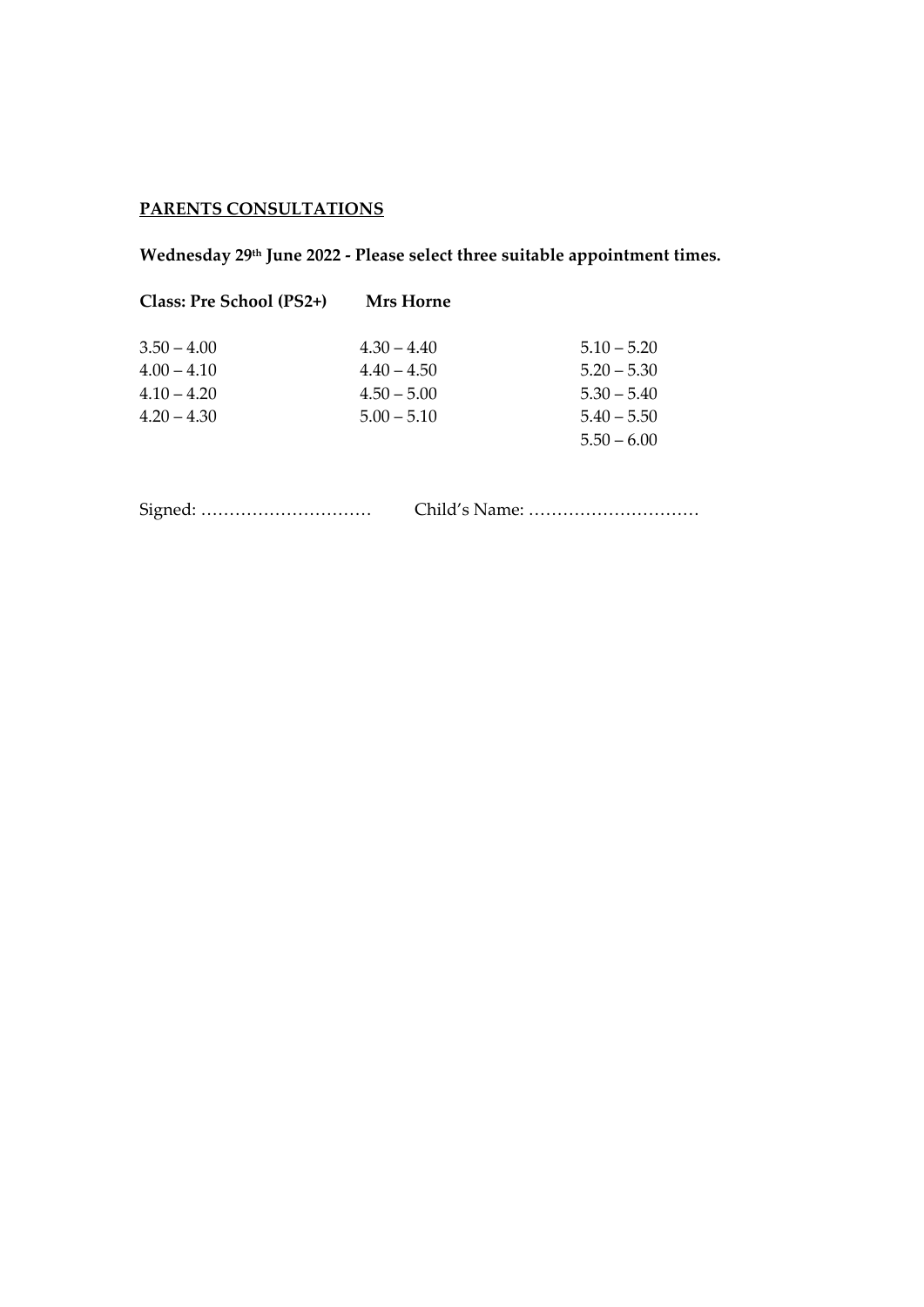**PARENTS CONSULTATIONS**

**Wednesday 29th June 2022 - Please select three suitable appointment times.**

**Class: Pre School (PS2+)** **Mrs Horne**

| | | |
|---|---|---|
| 3.50 – 4.00 | 4.30 – 4.40 | 5.10 – 5.20 |
| 4.00 – 4.10 | 4.40 – 4.50 | 5.20 – 5.30 |
| 4.10 – 4.20 | 4.50 – 5.00 | 5.30 – 5.40 |
| 4.20 – 4.30 | 5.00 – 5.10 | 5.40 – 5.50 |
| | | 5.50 – 6.00 |

Signed: ………………………… Child's Name: …………………………